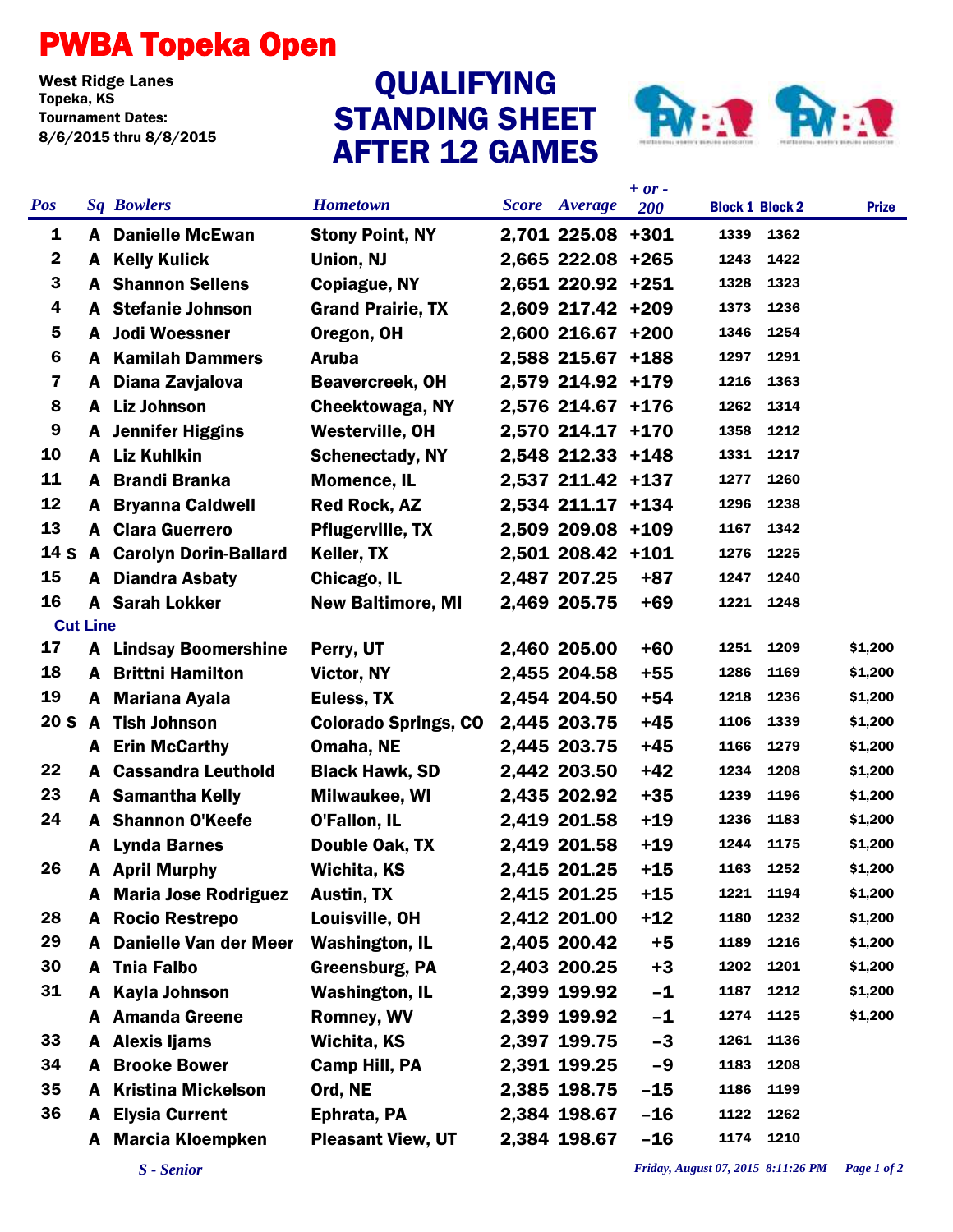# PWBA Topeka Open

West Ridge Lanes
Topeka, KS
Tournament Dates:
8/6/2015 thru 8/8/2015

## QUALIFYING STANDING SHEET AFTER 12 GAMES

| Pos | Sq | Bowlers | Hometown | Score | Average | + or - 200 | Block 1 | Block 2 | Prize |
|---|---|---|---|---|---|---|---|---|---|
| 1 | A | Danielle McEwan | Stony Point, NY | 2,701 | 225.08 | +301 | 1339 | 1362 | |
| 2 | A | Kelly Kulick | Union, NJ | 2,665 | 222.08 | +265 | 1243 | 1422 | |
| 3 | A | Shannon Sellens | Copiague, NY | 2,651 | 220.92 | +251 | 1328 | 1323 | |
| 4 | A | Stefanie Johnson | Grand Prairie, TX | 2,609 | 217.42 | +209 | 1373 | 1236 | |
| 5 | A | Jodi Woessner | Oregon, OH | 2,600 | 216.67 | +200 | 1346 | 1254 | |
| 6 | A | Kamilah Dammers | Aruba | 2,588 | 215.67 | +188 | 1297 | 1291 | |
| 7 | A | Diana Zavjalova | Beavercreek, OH | 2,579 | 214.92 | +179 | 1216 | 1363 | |
| 8 | A | Liz Johnson | Cheektowaga, NY | 2,576 | 214.67 | +176 | 1262 | 1314 | |
| 9 | A | Jennifer Higgins | Westerville, OH | 2,570 | 214.17 | +170 | 1358 | 1212 | |
| 10 | A | Liz Kuhlkin | Schenectady, NY | 2,548 | 212.33 | +148 | 1331 | 1217 | |
| 11 | A | Brandi Branka | Momence, IL | 2,537 | 211.42 | +137 | 1277 | 1260 | |
| 12 | A | Bryanna Caldwell | Red Rock, AZ | 2,534 | 211.17 | +134 | 1296 | 1238 | |
| 13 | A | Clara Guerrero | Pflugerville, TX | 2,509 | 209.08 | +109 | 1167 | 1342 | |
| 14 S | A | Carolyn Dorin-Ballard | Keller, TX | 2,501 | 208.42 | +101 | 1276 | 1225 | |
| 15 | A | Diandra Asbaty | Chicago, IL | 2,487 | 207.25 | +87 | 1247 | 1240 | |
| 16 | A | Sarah Lokker | New Baltimore, MI | 2,469 | 205.75 | +69 | 1221 | 1248 | |
| **Cut Line** | | | | | | | | | |
| 17 | A | Lindsay Boomershine | Perry, UT | 2,460 | 205.00 | +60 | 1251 | 1209 | $1,200 |
| 18 | A | Brittni Hamilton | Victor, NY | 2,455 | 204.58 | +55 | 1286 | 1169 | $1,200 |
| 19 | A | Mariana Ayala | Euless, TX | 2,454 | 204.50 | +54 | 1218 | 1236 | $1,200 |
| 20 S | A | Tish Johnson | Colorado Springs, CO | 2,445 | 203.75 | +45 | 1106 | 1339 | $1,200 |
| | A | Erin McCarthy | Omaha, NE | 2,445 | 203.75 | +45 | 1166 | 1279 | $1,200 |
| 22 | A | Cassandra Leuthold | Black Hawk, SD | 2,442 | 203.50 | +42 | 1234 | 1208 | $1,200 |
| 23 | A | Samantha Kelly | Milwaukee, WI | 2,435 | 202.92 | +35 | 1239 | 1196 | $1,200 |
| 24 | A | Shannon O'Keefe | O'Fallon, IL | 2,419 | 201.58 | +19 | 1236 | 1183 | $1,200 |
| | A | Lynda Barnes | Double Oak, TX | 2,419 | 201.58 | +19 | 1244 | 1175 | $1,200 |
| 26 | A | April Murphy | Wichita, KS | 2,415 | 201.25 | +15 | 1163 | 1252 | $1,200 |
| | A | Maria Jose Rodriguez | Austin, TX | 2,415 | 201.25 | +15 | 1221 | 1194 | $1,200 |
| 28 | A | Rocio Restrepo | Louisville, OH | 2,412 | 201.00 | +12 | 1180 | 1232 | $1,200 |
| 29 | A | Danielle Van der Meer | Washington, IL | 2,405 | 200.42 | +5 | 1189 | 1216 | $1,200 |
| 30 | A | Tnia Falbo | Greensburg, PA | 2,403 | 200.25 | +3 | 1202 | 1201 | $1,200 |
| 31 | A | Kayla Johnson | Washington, IL | 2,399 | 199.92 | -1 | 1187 | 1212 | $1,200 |
| | A | Amanda Greene | Romney, WV | 2,399 | 199.92 | -1 | 1274 | 1125 | $1,200 |
| 33 | A | Alexis Ijams | Wichita, KS | 2,397 | 199.75 | -3 | 1261 | 1136 | |
| 34 | A | Brooke Bower | Camp Hill, PA | 2,391 | 199.25 | -9 | 1183 | 1208 | |
| 35 | A | Kristina Mickelson | Ord, NE | 2,385 | 198.75 | -15 | 1186 | 1199 | |
| 36 | A | Elysia Current | Ephrata, PA | 2,384 | 198.67 | -16 | 1122 | 1262 | |
| | A | Marcia Kloempken | Pleasant View, UT | 2,384 | 198.67 | -16 | 1174 | 1210 | |

*S - Senior*

*Friday, August 07, 2015 8:11:26 PM*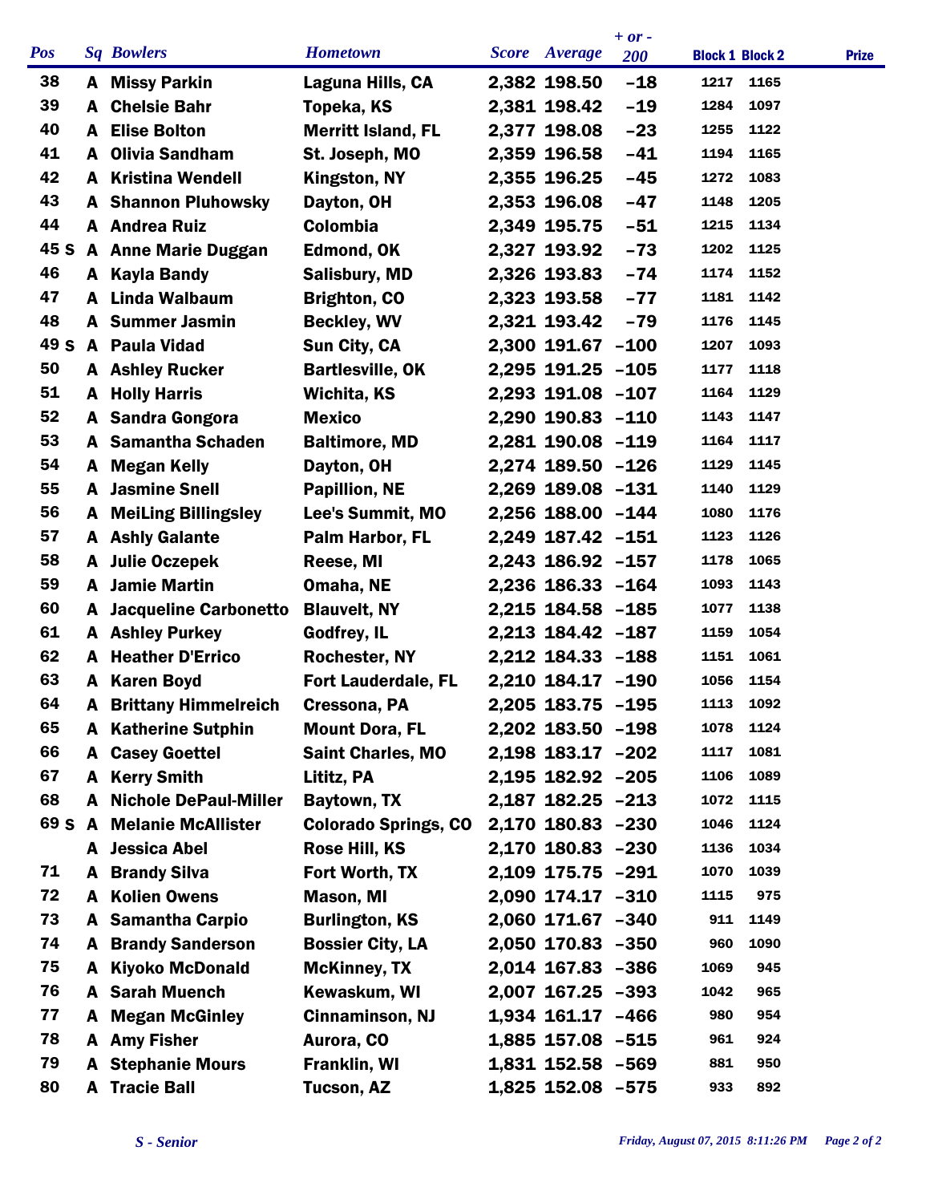| Pos | Sq | Bowlers | Hometown | Score | Average | + or - 200 | Block 1 | Block 2 | Prize |
|---|---|---|---|---|---|---|---|---|---|
| 38 | A | Missy Parkin | Laguna Hills, CA | 2,382 | 198.50 | -18 | 1217 | 1165 | |
| 39 | A | Chelsie Bahr | Topeka, KS | 2,381 | 198.42 | -19 | 1284 | 1097 | |
| 40 | A | Elise Bolton | Merritt Island, FL | 2,377 | 198.08 | -23 | 1255 | 1122 | |
| 41 | A | Olivia Sandham | St. Joseph, MO | 2,359 | 196.58 | -41 | 1194 | 1165 | |
| 42 | A | Kristina Wendell | Kingston, NY | 2,355 | 196.25 | -45 | 1272 | 1083 | |
| 43 | A | Shannon Pluhowsky | Dayton, OH | 2,353 | 196.08 | -47 | 1148 | 1205 | |
| 44 | A | Andrea Ruiz | Colombia | 2,349 | 195.75 | -51 | 1215 | 1134 | |
| 45 S | A | Anne Marie Duggan | Edmond, OK | 2,327 | 193.92 | -73 | 1202 | 1125 | |
| 46 | A | Kayla Bandy | Salisbury, MD | 2,326 | 193.83 | -74 | 1174 | 1152 | |
| 47 | A | Linda Walbaum | Brighton, CO | 2,323 | 193.58 | -77 | 1181 | 1142 | |
| 48 | A | Summer Jasmin | Beckley, WV | 2,321 | 193.42 | -79 | 1176 | 1145 | |
| 49 S | A | Paula Vidad | Sun City, CA | 2,300 | 191.67 | -100 | 1207 | 1093 | |
| 50 | A | Ashley Rucker | Bartlesville, OK | 2,295 | 191.25 | -105 | 1177 | 1118 | |
| 51 | A | Holly Harris | Wichita, KS | 2,293 | 191.08 | -107 | 1164 | 1129 | |
| 52 | A | Sandra Gongora | Mexico | 2,290 | 190.83 | -110 | 1143 | 1147 | |
| 53 | A | Samantha Schaden | Baltimore, MD | 2,281 | 190.08 | -119 | 1164 | 1117 | |
| 54 | A | Megan Kelly | Dayton, OH | 2,274 | 189.50 | -126 | 1129 | 1145 | |
| 55 | A | Jasmine Snell | Papillion, NE | 2,269 | 189.08 | -131 | 1140 | 1129 | |
| 56 | A | MeiLing Billingsley | Lee's Summit, MO | 2,256 | 188.00 | -144 | 1080 | 1176 | |
| 57 | A | Ashly Galante | Palm Harbor, FL | 2,249 | 187.42 | -151 | 1123 | 1126 | |
| 58 | A | Julie Oczepek | Reese, MI | 2,243 | 186.92 | -157 | 1178 | 1065 | |
| 59 | A | Jamie Martin | Omaha, NE | 2,236 | 186.33 | -164 | 1093 | 1143 | |
| 60 | A | Jacqueline Carbonetto | Blauvelt, NY | 2,215 | 184.58 | -185 | 1077 | 1138 | |
| 61 | A | Ashley Purkey | Godfrey, IL | 2,213 | 184.42 | -187 | 1159 | 1054 | |
| 62 | A | Heather D'Errico | Rochester, NY | 2,212 | 184.33 | -188 | 1151 | 1061 | |
| 63 | A | Karen Boyd | Fort Lauderdale, FL | 2,210 | 184.17 | -190 | 1056 | 1154 | |
| 64 | A | Brittany Himmelreich | Cressona, PA | 2,205 | 183.75 | -195 | 1113 | 1092 | |
| 65 | A | Katherine Sutphin | Mount Dora, FL | 2,202 | 183.50 | -198 | 1078 | 1124 | |
| 66 | A | Casey Goettel | Saint Charles, MO | 2,198 | 183.17 | -202 | 1117 | 1081 | |
| 67 | A | Kerry Smith | Lititz, PA | 2,195 | 182.92 | -205 | 1106 | 1089 | |
| 68 | A | Nichole DePaul-Miller | Baytown, TX | 2,187 | 182.25 | -213 | 1072 | 1115 | |
| 69 S | A | Melanie McAllister | Colorado Springs, CO | 2,170 | 180.83 | -230 | 1046 | 1124 | |
| | A | Jessica Abel | Rose Hill, KS | 2,170 | 180.83 | -230 | 1136 | 1034 | |
| 71 | A | Brandy Silva | Fort Worth, TX | 2,109 | 175.75 | -291 | 1070 | 1039 | |
| 72 | A | Kolien Owens | Mason, MI | 2,090 | 174.17 | -310 | 1115 | 975 | |
| 73 | A | Samantha Carpio | Burlington, KS | 2,060 | 171.67 | -340 | 911 | 1149 | |
| 74 | A | Brandy Sanderson | Bossier City, LA | 2,050 | 170.83 | -350 | 960 | 1090 | |
| 75 | A | Kiyoko McDonald | McKinney, TX | 2,014 | 167.83 | -386 | 1069 | 945 | |
| 76 | A | Sarah Muench | Kewaskum, WI | 2,007 | 167.25 | -393 | 1042 | 965 | |
| 77 | A | Megan McGinley | Cinnaminson, NJ | 1,934 | 161.17 | -466 | 980 | 954 | |
| 78 | A | Amy Fisher | Aurora, CO | 1,885 | 157.08 | -515 | 961 | 924 | |
| 79 | A | Stephanie Mours | Franklin, WI | 1,831 | 152.58 | -569 | 881 | 950 | |
| 80 | A | Tracie Ball | Tucson, AZ | 1,825 | 152.08 | -575 | 933 | 892 | |

*S - Senior*

*Friday, August 07, 2015 8:11:26 PM*